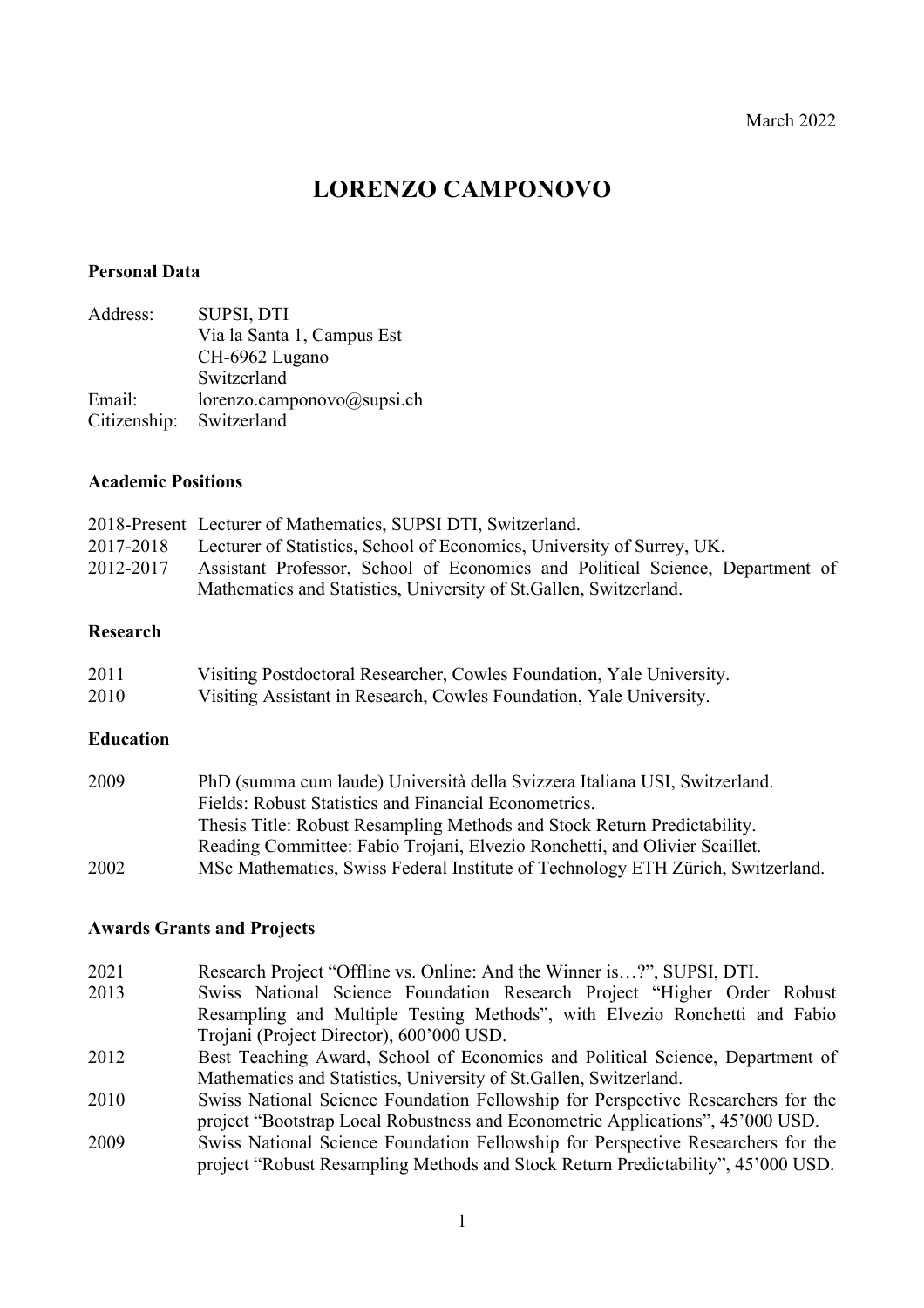March 2022

# LORENZO CAMPONOVO

## Personal Data

| | |
|---|---|
| Address: | SUPSI, DTI<br>Via la Santa 1, Campus Est<br>CH-6962 Lugano<br>Switzerland |
| Email: | lorenzo.camponovo@supsi.ch |
| Citizenship: | Switzerland |

## Academic Positions

| | |
|---|---|
| 2018-Present | Lecturer of Mathematics, SUPSI DTI, Switzerland. |
| 2017-2018 | Lecturer of Statistics, School of Economics, University of Surrey, UK. |
| 2012-2017 | Assistant Professor, School of Economics and Political Science, Department of Mathematics and Statistics, University of St.Gallen, Switzerland. |

## Research

| | |
|---|---|
| 2011 | Visiting Postdoctoral Researcher, Cowles Foundation, Yale University. |
| 2010 | Visiting Assistant in Research, Cowles Foundation, Yale University. |

## Education

| | |
|---|---|
| 2009 | PhD (summa cum laude) Università della Svizzera Italiana USI, Switzerland.<br>Fields: Robust Statistics and Financial Econometrics.<br>Thesis Title: Robust Resampling Methods and Stock Return Predictability.<br>Reading Committee: Fabio Trojani, Elvezio Ronchetti, and Olivier Scaillet. |
| 2002 | MSc Mathematics, Swiss Federal Institute of Technology ETH Zürich, Switzerland. |

## Awards Grants and Projects

| | |
|---|---|
| 2021 | Research Project "Offline vs. Online: And the Winner is…?", SUPSI, DTI. |
| 2013 | Swiss National Science Foundation Research Project "Higher Order Robust Resampling and Multiple Testing Methods", with Elvezio Ronchetti and Fabio Trojani (Project Director), 600'000 USD. |
| 2012 | Best Teaching Award, School of Economics and Political Science, Department of Mathematics and Statistics, University of St.Gallen, Switzerland. |
| 2010 | Swiss National Science Foundation Fellowship for Perspective Researchers for the project "Bootstrap Local Robustness and Econometric Applications", 45'000 USD. |
| 2009 | Swiss National Science Foundation Fellowship for Perspective Researchers for the project "Robust Resampling Methods and Stock Return Predictability", 45'000 USD. |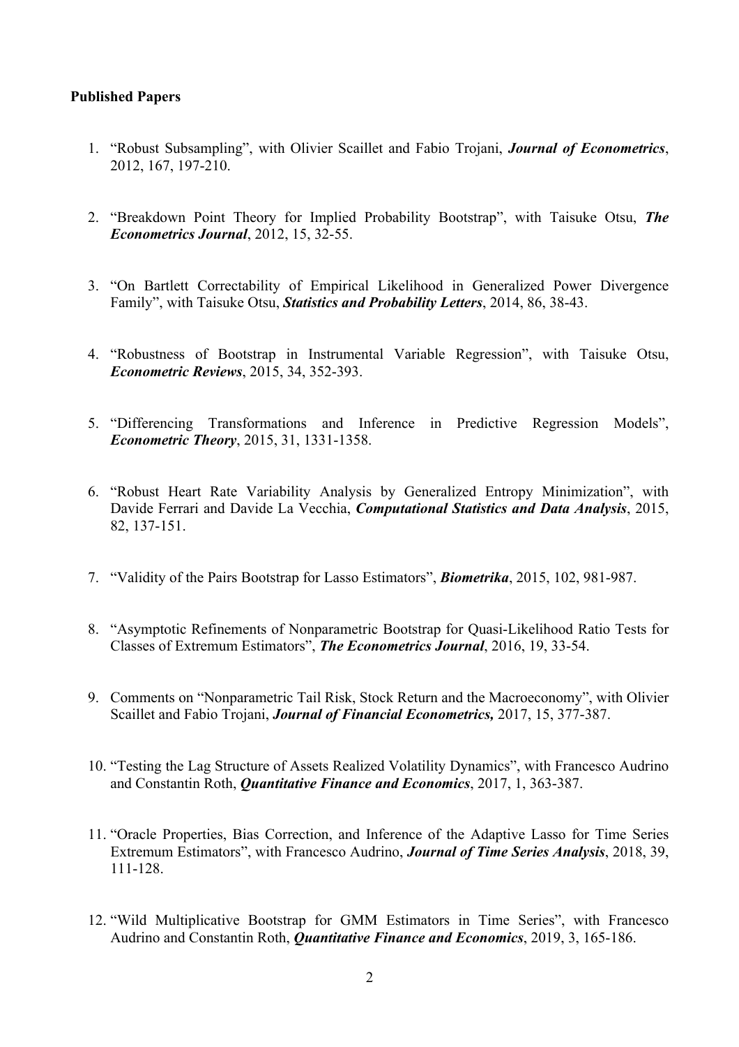**Published Papers**

1. "Robust Subsampling", with Olivier Scaillet and Fabio Trojani, ***Journal of Econometrics***, 2012, 167, 197-210.

2. "Breakdown Point Theory for Implied Probability Bootstrap", with Taisuke Otsu, ***The Econometrics Journal***, 2012, 15, 32-55.

3. "On Bartlett Correctability of Empirical Likelihood in Generalized Power Divergence Family", with Taisuke Otsu, ***Statistics and Probability Letters***, 2014, 86, 38-43.

4. "Robustness of Bootstrap in Instrumental Variable Regression", with Taisuke Otsu, ***Econometric Reviews***, 2015, 34, 352-393.

5. "Differencing Transformations and Inference in Predictive Regression Models", ***Econometric Theory***, 2015, 31, 1331-1358.

6. "Robust Heart Rate Variability Analysis by Generalized Entropy Minimization", with Davide Ferrari and Davide La Vecchia, ***Computational Statistics and Data Analysis***, 2015, 82, 137-151.

7. "Validity of the Pairs Bootstrap for Lasso Estimators", ***Biometrika***, 2015, 102, 981-987.

8. "Asymptotic Refinements of Nonparametric Bootstrap for Quasi-Likelihood Ratio Tests for Classes of Extremum Estimators", ***The Econometrics Journal***, 2016, 19, 33-54.

9. Comments on "Nonparametric Tail Risk, Stock Return and the Macroeconomy", with Olivier Scaillet and Fabio Trojani, ***Journal of Financial Econometrics,*** 2017, 15, 377-387.

10. "Testing the Lag Structure of Assets Realized Volatility Dynamics", with Francesco Audrino and Constantin Roth, ***Quantitative Finance and Economics***, 2017, 1, 363-387.

11. "Oracle Properties, Bias Correction, and Inference of the Adaptive Lasso for Time Series Extremum Estimators", with Francesco Audrino, ***Journal of Time Series Analysis***, 2018, 39, 111-128.

12. "Wild Multiplicative Bootstrap for GMM Estimators in Time Series", with Francesco Audrino and Constantin Roth, ***Quantitative Finance and Economics***, 2019, 3, 165-186.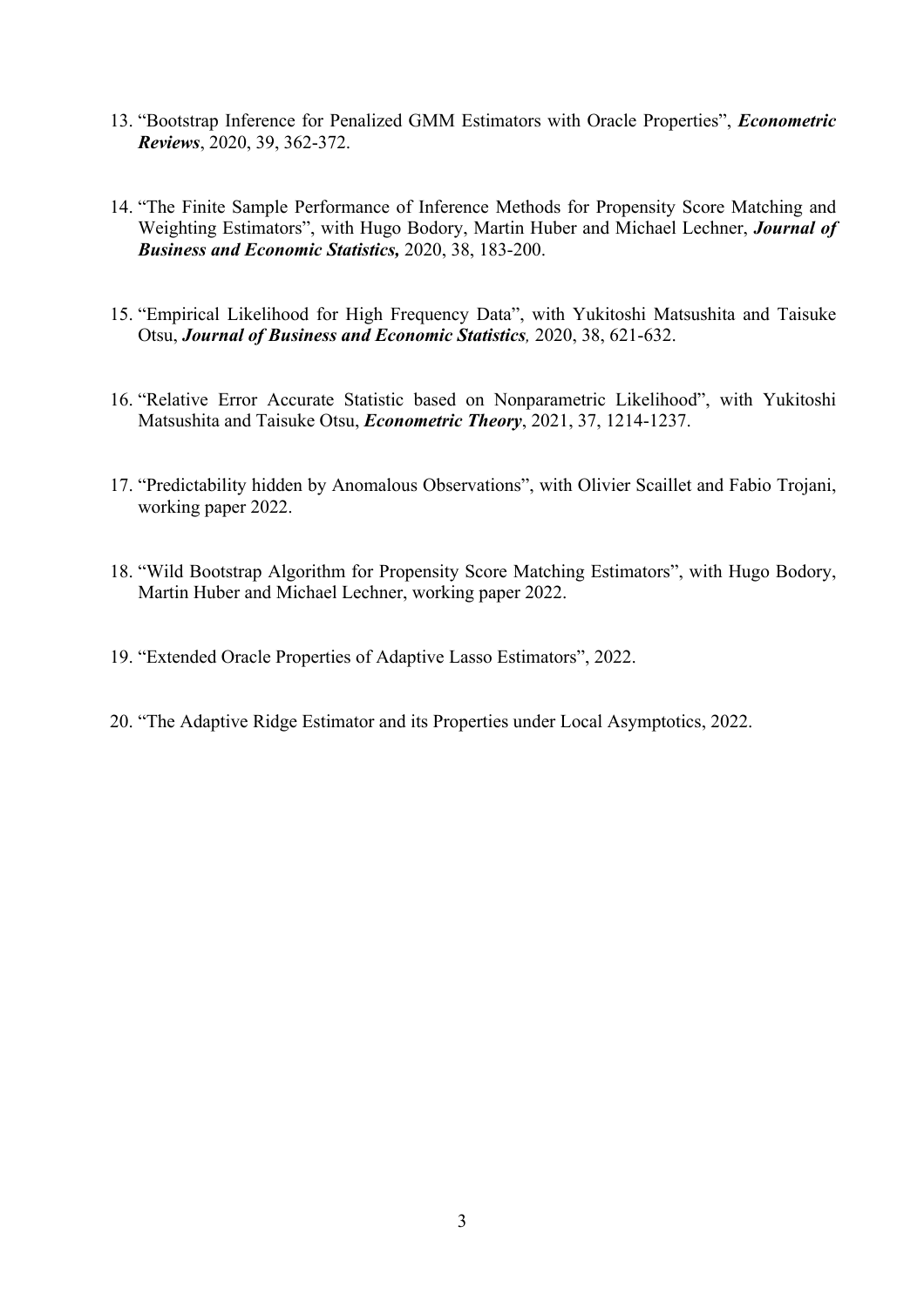13. "Bootstrap Inference for Penalized GMM Estimators with Oracle Properties", ***Econometric Reviews***, 2020, 39, 362-372.

14. "The Finite Sample Performance of Inference Methods for Propensity Score Matching and Weighting Estimators", with Hugo Bodory, Martin Huber and Michael Lechner, ***Journal of Business and Economic Statistics,*** 2020, 38, 183-200.

15. "Empirical Likelihood for High Frequency Data", with Yukitoshi Matsushita and Taisuke Otsu, ***Journal of Business and Economic Statistics,*** 2020, 38, 621-632.

16. "Relative Error Accurate Statistic based on Nonparametric Likelihood", with Yukitoshi Matsushita and Taisuke Otsu, ***Econometric Theory***, 2021, 37, 1214-1237.

17. "Predictability hidden by Anomalous Observations", with Olivier Scaillet and Fabio Trojani, working paper 2022.

18. "Wild Bootstrap Algorithm for Propensity Score Matching Estimators", with Hugo Bodory, Martin Huber and Michael Lechner, working paper 2022.

19. "Extended Oracle Properties of Adaptive Lasso Estimators", 2022.

20. "The Adaptive Ridge Estimator and its Properties under Local Asymptotics, 2022.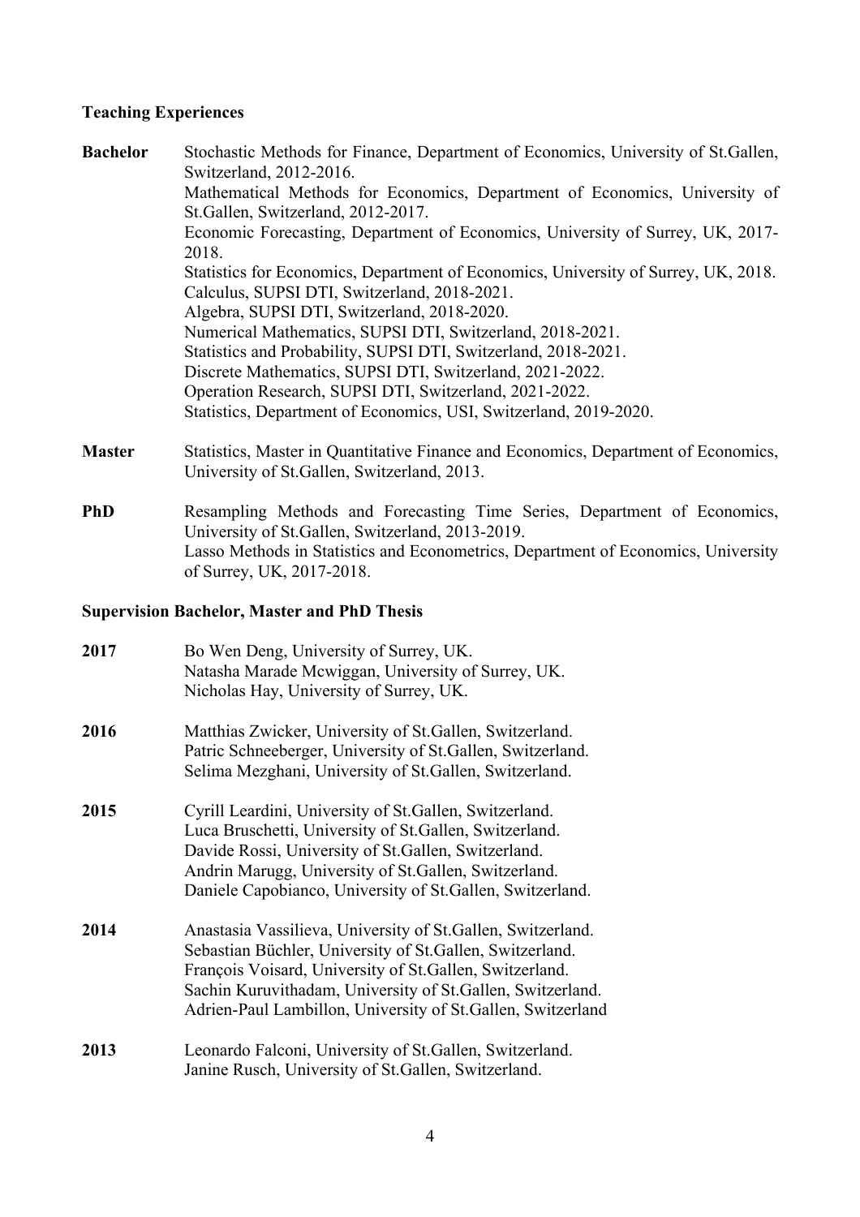**Teaching Experiences**

**Bachelor**
Stochastic Methods for Finance, Department of Economics, University of St.Gallen, Switzerland, 2012-2016.
Mathematical Methods for Economics, Department of Economics, University of St.Gallen, Switzerland, 2012-2017.
Economic Forecasting, Department of Economics, University of Surrey, UK, 2017-2018.
Statistics for Economics, Department of Economics, University of Surrey, UK, 2018.
Calculus, SUPSI DTI, Switzerland, 2018-2021.
Algebra, SUPSI DTI, Switzerland, 2018-2020.
Numerical Mathematics, SUPSI DTI, Switzerland, 2018-2021.
Statistics and Probability, SUPSI DTI, Switzerland, 2018-2021.
Discrete Mathematics, SUPSI DTI, Switzerland, 2021-2022.
Operation Research, SUPSI DTI, Switzerland, 2021-2022.
Statistics, Department of Economics, USI, Switzerland, 2019-2020.

**Master**
Statistics, Master in Quantitative Finance and Economics, Department of Economics, University of St.Gallen, Switzerland, 2013.

**PhD**
Resampling Methods and Forecasting Time Series, Department of Economics, University of St.Gallen, Switzerland, 2013-2019.
Lasso Methods in Statistics and Econometrics, Department of Economics, University of Surrey, UK, 2017-2018.

**Supervision Bachelor, Master and PhD Thesis**

**2017**
Bo Wen Deng, University of Surrey, UK.
Natasha Marade Mcwiggan, University of Surrey, UK.
Nicholas Hay, University of Surrey, UK.

**2016**
Matthias Zwicker, University of St.Gallen, Switzerland.
Patric Schneeberger, University of St.Gallen, Switzerland.
Selima Mezghani, University of St.Gallen, Switzerland.

**2015**
Cyrill Leardini, University of St.Gallen, Switzerland.
Luca Bruschetti, University of St.Gallen, Switzerland.
Davide Rossi, University of St.Gallen, Switzerland.
Andrin Marugg, University of St.Gallen, Switzerland.
Daniele Capobianco, University of St.Gallen, Switzerland.

**2014**
Anastasia Vassilieva, University of St.Gallen, Switzerland.
Sebastian Büchler, University of St.Gallen, Switzerland.
François Voisard, University of St.Gallen, Switzerland.
Sachin Kuruvithadam, University of St.Gallen, Switzerland.
Adrien-Paul Lambillon, University of St.Gallen, Switzerland

**2013**
Leonardo Falconi, University of St.Gallen, Switzerland.
Janine Rusch, University of St.Gallen, Switzerland.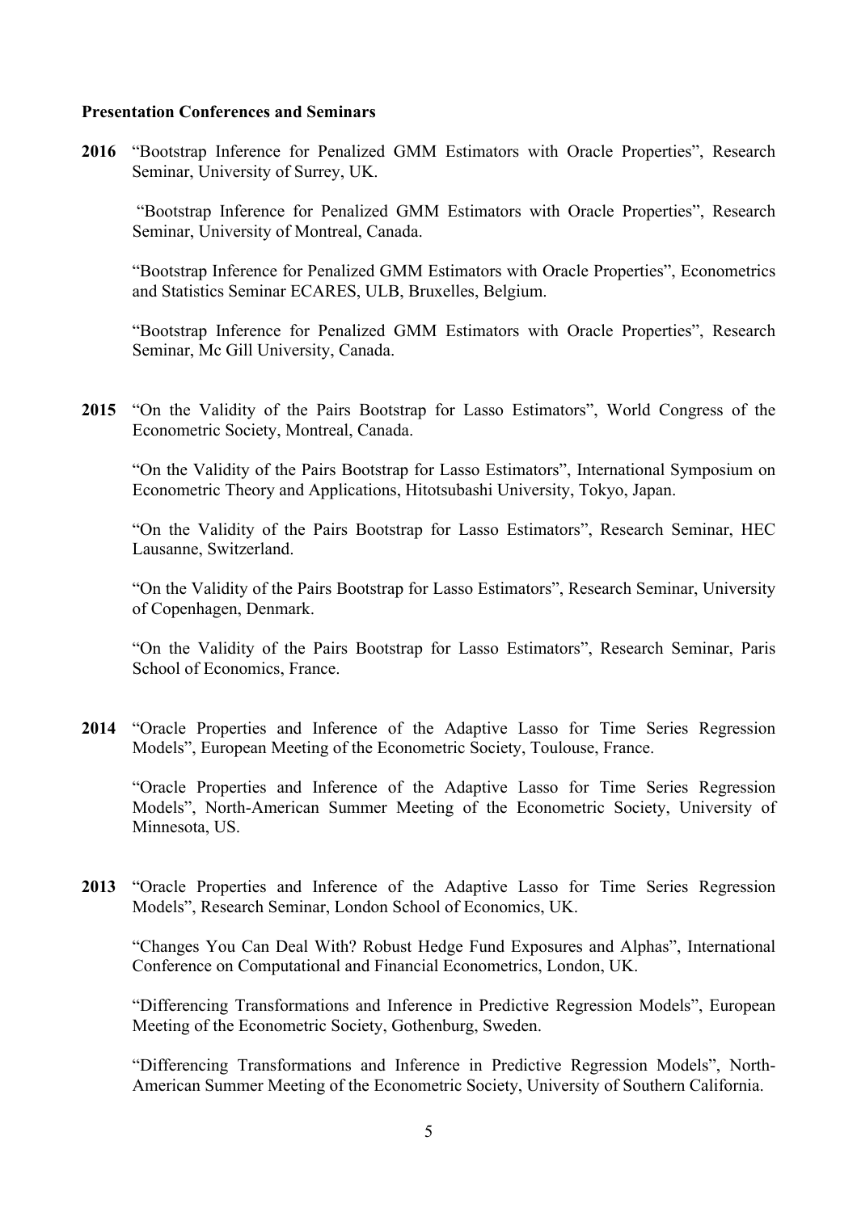**Presentation Conferences and Seminars**

**2016** "Bootstrap Inference for Penalized GMM Estimators with Oracle Properties", Research Seminar, University of Surrey, UK.

"Bootstrap Inference for Penalized GMM Estimators with Oracle Properties", Research Seminar, University of Montreal, Canada.

"Bootstrap Inference for Penalized GMM Estimators with Oracle Properties", Econometrics and Statistics Seminar ECARES, ULB, Bruxelles, Belgium.

"Bootstrap Inference for Penalized GMM Estimators with Oracle Properties", Research Seminar, Mc Gill University, Canada.

**2015** "On the Validity of the Pairs Bootstrap for Lasso Estimators", World Congress of the Econometric Society, Montreal, Canada.

"On the Validity of the Pairs Bootstrap for Lasso Estimators", International Symposium on Econometric Theory and Applications, Hitotsubashi University, Tokyo, Japan.

"On the Validity of the Pairs Bootstrap for Lasso Estimators", Research Seminar, HEC Lausanne, Switzerland.

"On the Validity of the Pairs Bootstrap for Lasso Estimators", Research Seminar, University of Copenhagen, Denmark.

"On the Validity of the Pairs Bootstrap for Lasso Estimators", Research Seminar, Paris School of Economics, France.

**2014** "Oracle Properties and Inference of the Adaptive Lasso for Time Series Regression Models", European Meeting of the Econometric Society, Toulouse, France.

"Oracle Properties and Inference of the Adaptive Lasso for Time Series Regression Models", North-American Summer Meeting of the Econometric Society, University of Minnesota, US.

**2013** "Oracle Properties and Inference of the Adaptive Lasso for Time Series Regression Models", Research Seminar, London School of Economics, UK.

"Changes You Can Deal With? Robust Hedge Fund Exposures and Alphas", International Conference on Computational and Financial Econometrics, London, UK.

"Differencing Transformations and Inference in Predictive Regression Models", European Meeting of the Econometric Society, Gothenburg, Sweden.

"Differencing Transformations and Inference in Predictive Regression Models", North-American Summer Meeting of the Econometric Society, University of Southern California.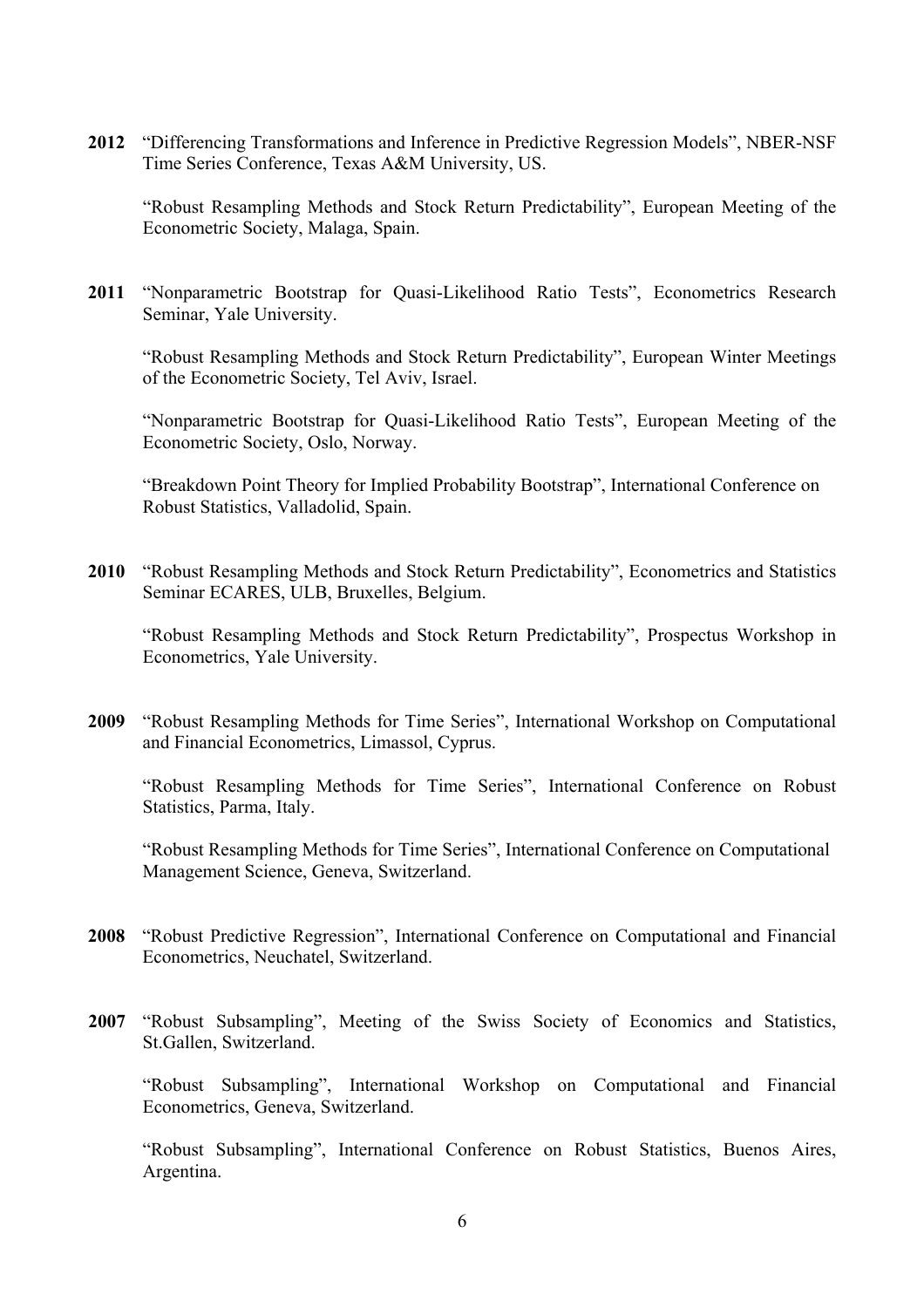**2012** "Differencing Transformations and Inference in Predictive Regression Models", NBER-NSF Time Series Conference, Texas A&M University, US.

"Robust Resampling Methods and Stock Return Predictability", European Meeting of the Econometric Society, Malaga, Spain.

**2011** "Nonparametric Bootstrap for Quasi-Likelihood Ratio Tests", Econometrics Research Seminar, Yale University.

"Robust Resampling Methods and Stock Return Predictability", European Winter Meetings of the Econometric Society, Tel Aviv, Israel.

"Nonparametric Bootstrap for Quasi-Likelihood Ratio Tests", European Meeting of the Econometric Society, Oslo, Norway.

"Breakdown Point Theory for Implied Probability Bootstrap", International Conference on Robust Statistics, Valladolid, Spain.

**2010** "Robust Resampling Methods and Stock Return Predictability", Econometrics and Statistics Seminar ECARES, ULB, Bruxelles, Belgium.

"Robust Resampling Methods and Stock Return Predictability", Prospectus Workshop in Econometrics, Yale University.

**2009** "Robust Resampling Methods for Time Series", International Workshop on Computational and Financial Econometrics, Limassol, Cyprus.

"Robust Resampling Methods for Time Series", International Conference on Robust Statistics, Parma, Italy.

"Robust Resampling Methods for Time Series", International Conference on Computational Management Science, Geneva, Switzerland.

**2008** "Robust Predictive Regression", International Conference on Computational and Financial Econometrics, Neuchatel, Switzerland.

**2007** "Robust Subsampling", Meeting of the Swiss Society of Economics and Statistics, St.Gallen, Switzerland.

"Robust Subsampling", International Workshop on Computational and Financial Econometrics, Geneva, Switzerland.

"Robust Subsampling", International Conference on Robust Statistics, Buenos Aires, Argentina.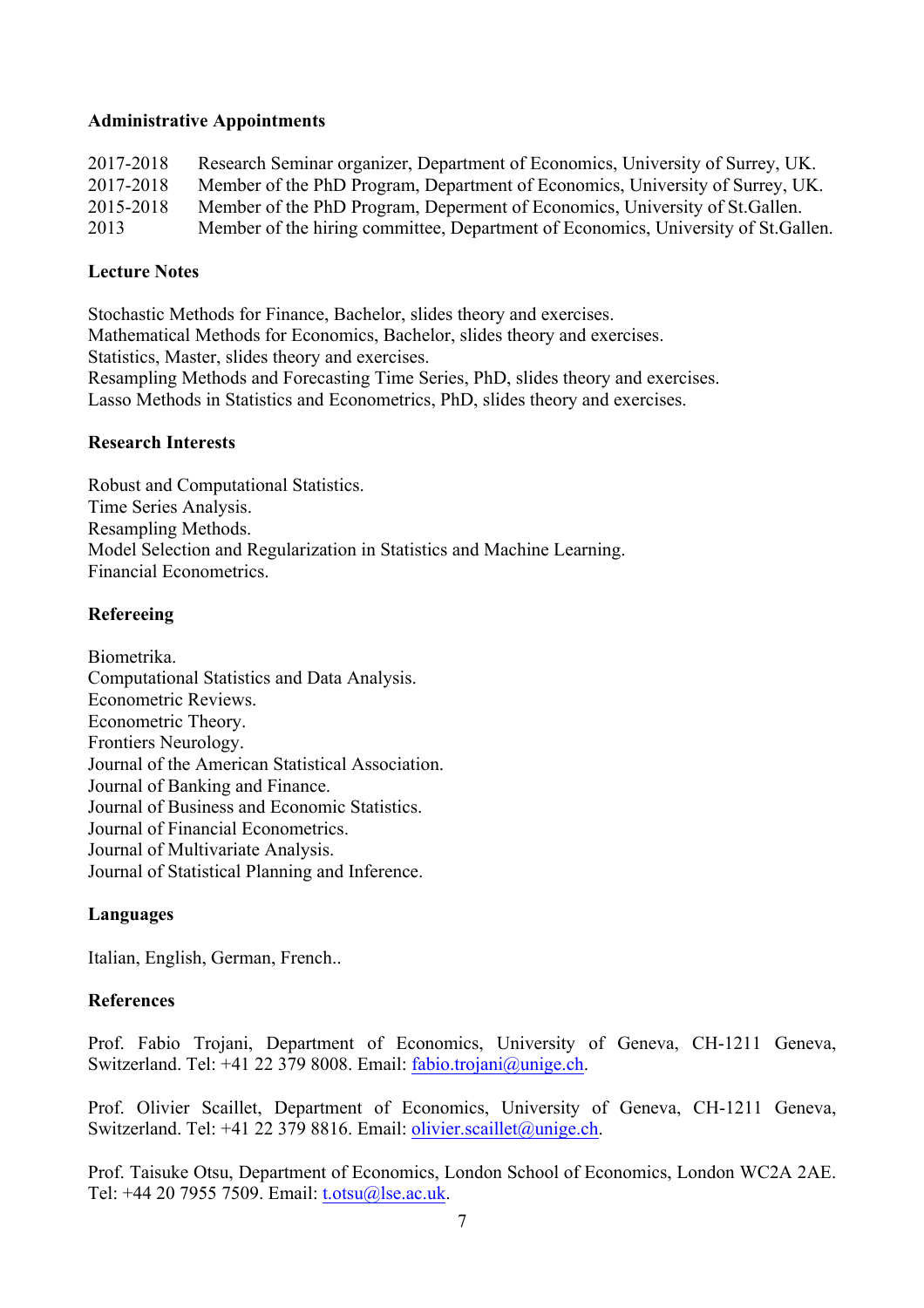**Administrative Appointments**

| | |
|---|---|
| 2017-2018 | Research Seminar organizer, Department of Economics, University of Surrey, UK. |
| 2017-2018 | Member of the PhD Program, Department of Economics, University of Surrey, UK. |
| 2015-2018 | Member of the PhD Program, Deperment of Economics, University of St.Gallen. |
| 2013 | Member of the hiring committee, Department of Economics, University of St.Gallen. |

**Lecture Notes**

Stochastic Methods for Finance, Bachelor, slides theory and exercises.
Mathematical Methods for Economics, Bachelor, slides theory and exercises.
Statistics, Master, slides theory and exercises.
Resampling Methods and Forecasting Time Series, PhD, slides theory and exercises.
Lasso Methods in Statistics and Econometrics, PhD, slides theory and exercises.

**Research Interests**

Robust and Computational Statistics.
Time Series Analysis.
Resampling Methods.
Model Selection and Regularization in Statistics and Machine Learning.
Financial Econometrics.

**Refereeing**

Biometrika.
Computational Statistics and Data Analysis.
Econometric Reviews.
Econometric Theory.
Frontiers Neurology.
Journal of the American Statistical Association.
Journal of Banking and Finance.
Journal of Business and Economic Statistics.
Journal of Financial Econometrics.
Journal of Multivariate Analysis.
Journal of Statistical Planning and Inference.

**Languages**

Italian, English, German, French..

**References**

Prof. Fabio Trojani, Department of Economics, University of Geneva, CH-1211 Geneva, Switzerland. Tel: +41 22 379 8008. Email: fabio.trojani@unige.ch.

Prof. Olivier Scaillet, Department of Economics, University of Geneva, CH-1211 Geneva, Switzerland. Tel: +41 22 379 8816. Email: olivier.scaillet@unige.ch.

Prof. Taisuke Otsu, Department of Economics, London School of Economics, London WC2A 2AE. Tel: +44 20 7955 7509. Email: t.otsu@lse.ac.uk.